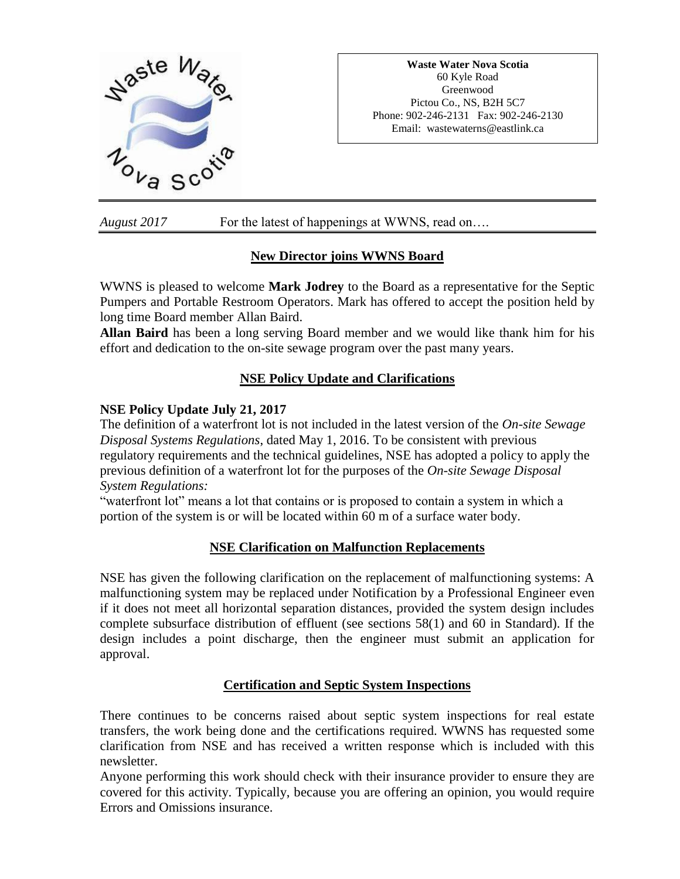**Waste Water Nova Scotia**
60 Kyle Road
Greenwood
Pictou Co., NS, B2H 5C7
Phone: 902-246-2131 Fax: 902-246-2130
Email: wastewaterns@eastlink.ca

*August 2017* For the latest of happenings at WWNS, read on….

## New Director joins WWNS Board

WWNS is pleased to welcome **Mark Jodrey** to the Board as a representative for the Septic Pumpers and Portable Restroom Operators. Mark has offered to accept the position held by long time Board member Allan Baird.

**Allan Baird** has been a long serving Board member and we would like thank him for his effort and dedication to the on-site sewage program over the past many years.

## NSE Policy Update and Clarifications

### NSE Policy Update July 21, 2017

The definition of a waterfront lot is not included in the latest version of the *On-site Sewage Disposal Systems Regulations*, dated May 1, 2016. To be consistent with previous regulatory requirements and the technical guidelines, NSE has adopted a policy to apply the previous definition of a waterfront lot for the purposes of the *On-site Sewage Disposal System Regulations:*

"waterfront lot" means a lot that contains or is proposed to contain a system in which a portion of the system is or will be located within 60 m of a surface water body.

## NSE Clarification on Malfunction Replacements

NSE has given the following clarification on the replacement of malfunctioning systems: A malfunctioning system may be replaced under Notification by a Professional Engineer even if it does not meet all horizontal separation distances, provided the system design includes complete subsurface distribution of effluent (see sections 58(1) and 60 in Standard). If the design includes a point discharge, then the engineer must submit an application for approval.

## Certification and Septic System Inspections

There continues to be concerns raised about septic system inspections for real estate transfers, the work being done and the certifications required. WWNS has requested some clarification from NSE and has received a written response which is included with this newsletter.

Anyone performing this work should check with their insurance provider to ensure they are covered for this activity. Typically, because you are offering an opinion, you would require Errors and Omissions insurance.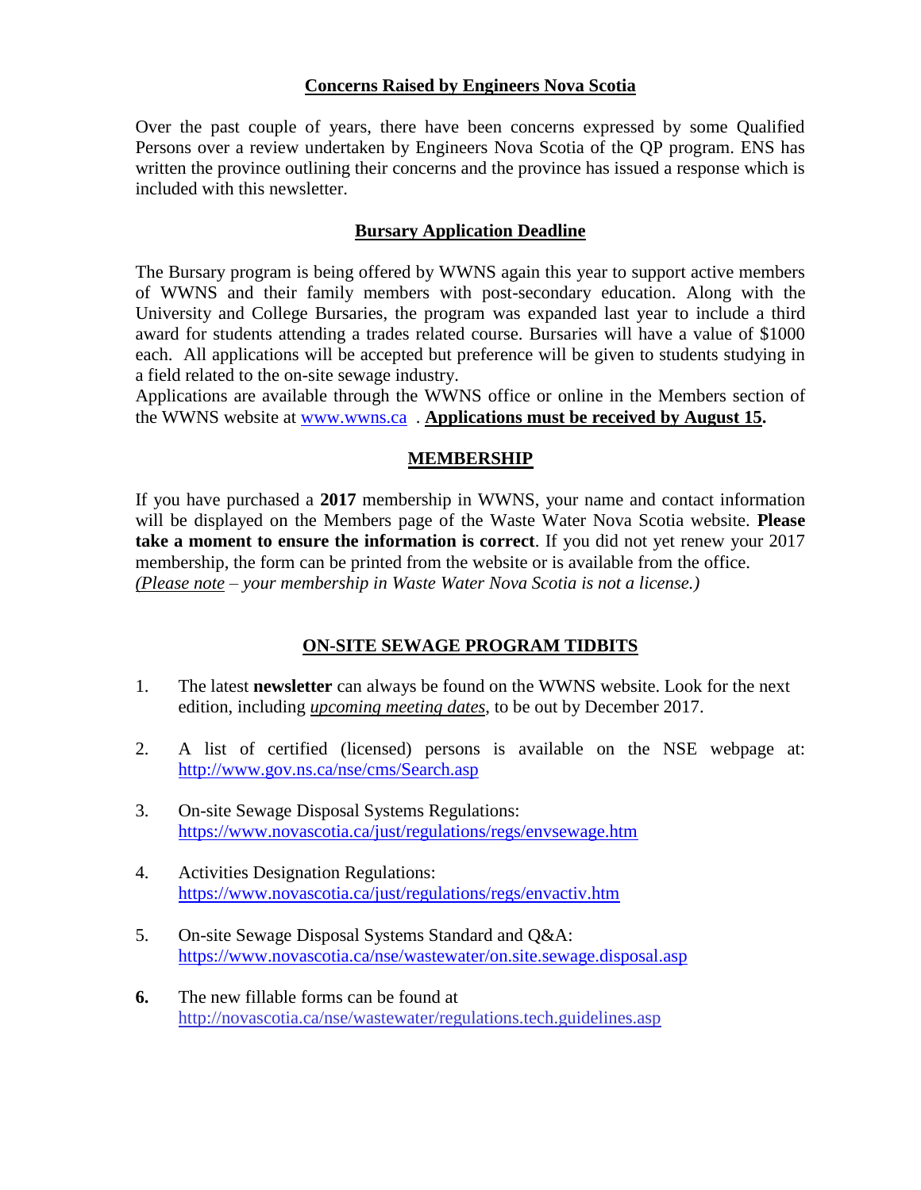## Concerns Raised by Engineers Nova Scotia

Over the past couple of years, there have been concerns expressed by some Qualified Persons over a review undertaken by Engineers Nova Scotia of the QP program. ENS has written the province outlining their concerns and the province has issued a response which is included with this newsletter.

## Bursary Application Deadline

The Bursary program is being offered by WWNS again this year to support active members of WWNS and their family members with post-secondary education. Along with the University and College Bursaries, the program was expanded last year to include a third award for students attending a trades related course. Bursaries will have a value of $1000 each. All applications will be accepted but preference will be given to students studying in a field related to the on-site sewage industry.

Applications are available through the WWNS office or online in the Members section of the WWNS website at www.wwns.ca . **Applications must be received by August 15.**

## MEMBERSHIP

If you have purchased a **2017** membership in WWNS, your name and contact information will be displayed on the Members page of the Waste Water Nova Scotia website. **Please take a moment to ensure the information is correct**. If you did not yet renew your 2017 membership, the form can be printed from the website or is available from the office.

*(Please note – your membership in Waste Water Nova Scotia is not a license.)*

## ON-SITE SEWAGE PROGRAM TIDBITS

1. The latest **newsletter** can always be found on the WWNS website. Look for the next edition, including ***upcoming meeting dates***, to be out by December 2017.

2. A list of certified (licensed) persons is available on the NSE webpage at: http://www.gov.ns.ca/nse/cms/Search.asp

3. On-site Sewage Disposal Systems Regulations: https://www.novascotia.ca/just/regulations/regs/envsewage.htm

4. Activities Designation Regulations: https://www.novascotia.ca/just/regulations/regs/envactiv.htm

5. On-site Sewage Disposal Systems Standard and Q&A: https://www.novascotia.ca/nse/wastewater/on.site.sewage.disposal.asp

6. The new fillable forms can be found at http://novascotia.ca/nse/wastewater/regulations.tech.guidelines.asp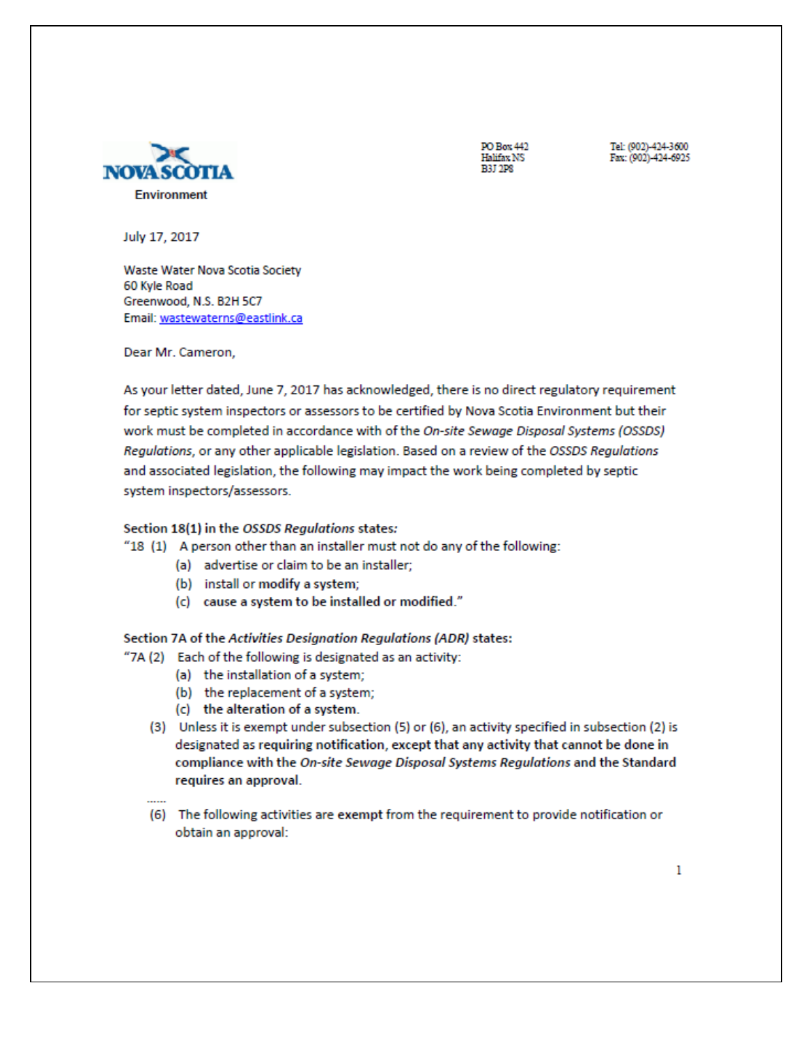**NOVA SCOTIA**
**Environment**

PO Box 442
Halifax NS
B3J 2P8

Tel: (902)-424-3600
Fax: (902)-424-6925

July 17, 2017

Waste Water Nova Scotia Society
60 Kyle Road
Greenwood, N.S. B2H 5C7
Email: wastewaterns@eastlink.ca

Dear Mr. Cameron,

As your letter dated, June 7, 2017 has acknowledged, there is no direct regulatory requirement for septic system inspectors or assessors to be certified by Nova Scotia Environment but their work must be completed in accordance with of the *On-site Sewage Disposal Systems (OSSDS) Regulations*, or any other applicable legislation. Based on a review of the *OSSDS Regulations* and associated legislation, the following may impact the work being completed by septic system inspectors/assessors.

**Section 18(1) in the *OSSDS Regulations* states:**

"18 (1) A person other than an installer must not do any of the following:

- (a) advertise or claim to be an installer;
- (b) install or **modify a system**;
- (c) **cause a system to be installed or modified.**"

**Section 7A of the *Activities Designation Regulations (ADR)* states:**

"7A (2) Each of the following is designated as an activity:

- (a) the installation of a system;
- (b) the replacement of a system;
- (c) **the alteration of a system.**

(3) Unless it is exempt under subsection (5) or (6), an activity specified in subsection (2) is designated as **requiring notification, except that any activity that cannot be done in compliance with the *On-site Sewage Disposal Systems Regulations* and the Standard requires an approval.**

......

(6) The following activities are **exempt** from the requirement to provide notification or obtain an approval: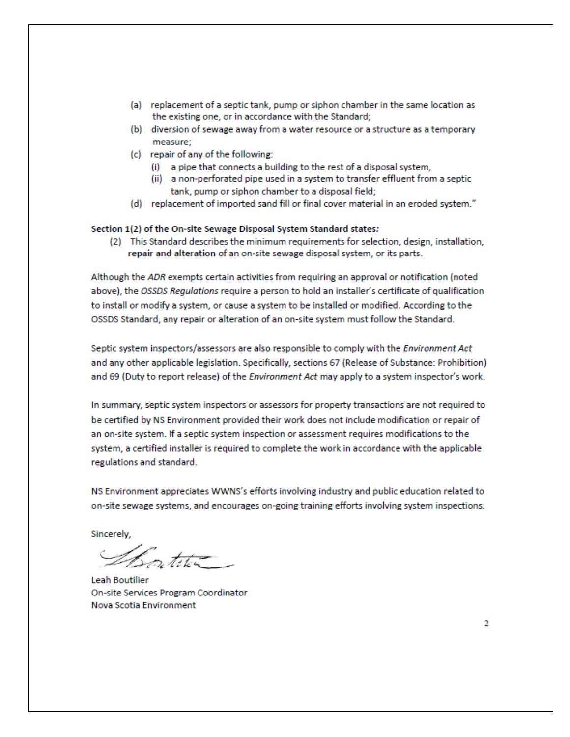(a) replacement of a septic tank, pump or siphon chamber in the same location as the existing one, or in accordance with the Standard;
(b) diversion of sewage away from a water resource or a structure as a temporary measure;
(c) repair of any of the following:
    (i) a pipe that connects a building to the rest of a disposal system,
    (ii) a non-perforated pipe used in a system to transfer effluent from a septic tank, pump or siphon chamber to a disposal field;
(d) replacement of imported sand fill or final cover material in an eroded system."

**Section 1(2) of the On-site Sewage Disposal System Standard states*:***

(2) This Standard describes the minimum requirements for selection, design, installation, **repair and alteration** of an on-site sewage disposal system, or its parts.

Although the *ADR* exempts certain activities from requiring an approval or notification (noted above), the *OSSDS Regulations* require a person to hold an installer's certificate of qualification to install or modify a system, or cause a system to be installed or modified. According to the OSSDS Standard, any repair or alteration of an on-site system must follow the Standard.

Septic system inspectors/assessors are also responsible to comply with the *Environment Act* and any other applicable legislation. Specifically, sections 67 (Release of Substance: Prohibition) and 69 (Duty to report release) of the *Environment Act* may apply to a system inspector's work.

In summary, septic system inspectors or assessors for property transactions are not required to be certified by NS Environment provided their work does not include modification or repair of an on-site system. If a septic system inspection or assessment requires modifications to the system, a certified installer is required to complete the work in accordance with the applicable regulations and standard.

NS Environment appreciates WWNS's efforts involving industry and public education related to on-site sewage systems, and encourages on-going training efforts involving system inspections.

Sincerely,

Leah Boutilier
On-site Services Program Coordinator
Nova Scotia Environment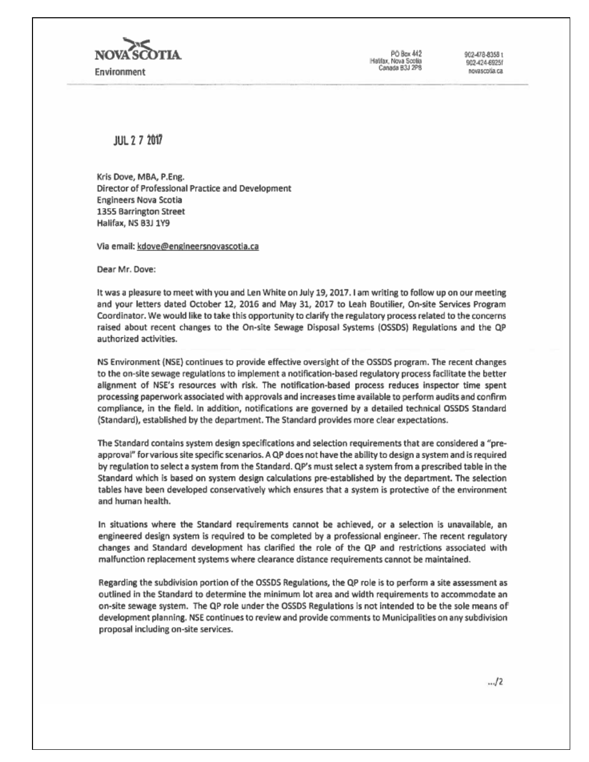NOVA SCOTIA
Environment

PO Box 442
Halifax, Nova Scotia
Canada B3J 2P8

902-478-8358 t
902-424-6925f
novascotia.ca

JUL 2 7 2017

Kris Dove, MBA, P.Eng.
Director of Professional Practice and Development
Engineers Nova Scotia
1355 Barrington Street
Halifax, NS B3J 1Y9

Via email: kdove@engineersnovascotia.ca

Dear Mr. Dove:

It was a pleasure to meet with you and Len White on July 19, 2017. I am writing to follow up on our meeting and your letters dated October 12, 2016 and May 31, 2017 to Leah Boutilier, On-site Services Program Coordinator. We would like to take this opportunity to clarify the regulatory process related to the concerns raised about recent changes to the On-site Sewage Disposal Systems (OSSDS) Regulations and the QP authorized activities.

NS Environment (NSE) continues to provide effective oversight of the OSSDS program. The recent changes to the on-site sewage regulations to implement a notification-based regulatory process facilitate the better alignment of NSE's resources with risk. The notification-based process reduces inspector time spent processing paperwork associated with approvals and increases time available to perform audits and confirm compliance, in the field. In addition, notifications are governed by a detailed technical OSSDS Standard (Standard), established by the department. The Standard provides more clear expectations.

The Standard contains system design specifications and selection requirements that are considered a "pre-approval" for various site specific scenarios. A QP does not have the ability to design a system and is required by regulation to select a system from the Standard. QP's must select a system from a prescribed table in the Standard which is based on system design calculations pre-established by the department. The selection tables have been developed conservatively which ensures that a system is protective of the environment and human health.

In situations where the Standard requirements cannot be achieved, or a selection is unavailable, an engineered design system is required to be completed by a professional engineer. The recent regulatory changes and Standard development has clarified the role of the QP and restrictions associated with malfunction replacement systems where clearance distance requirements cannot be maintained.

Regarding the subdivision portion of the OSSDS Regulations, the QP role is to perform a site assessment as outlined in the Standard to determine the minimum lot area and width requirements to accommodate an on-site sewage system. The QP role under the OSSDS Regulations is not intended to be the sole means of development planning. NSE continues to review and provide comments to Municipalities on any subdivision proposal including on-site services.

.../2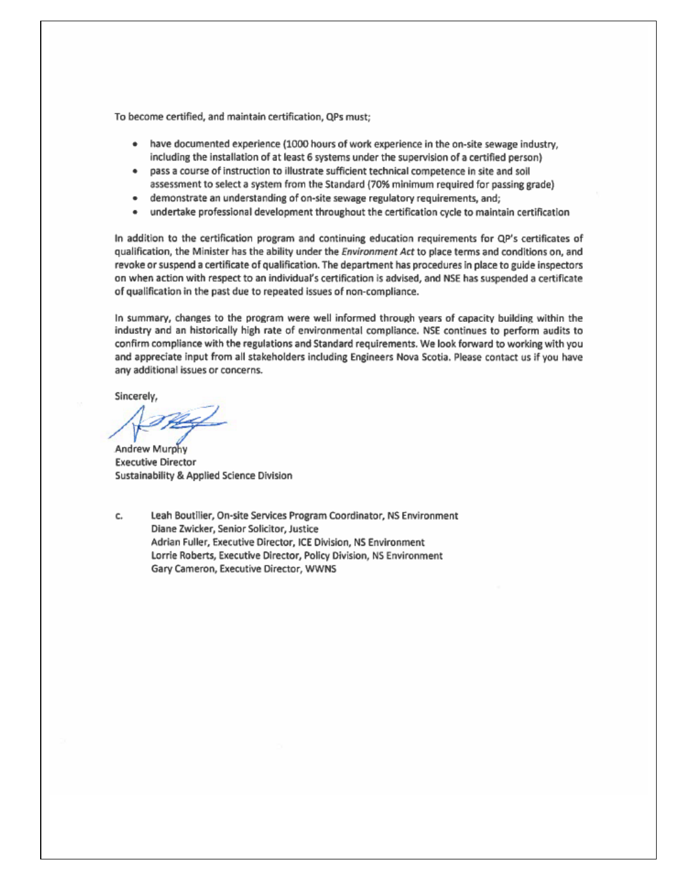To become certified, and maintain certification, QPs must;

- have documented experience (1000 hours of work experience in the on-site sewage industry, including the installation of at least 6 systems under the supervision of a certified person)
- pass a course of instruction to illustrate sufficient technical competence in site and soil assessment to select a system from the Standard (70% minimum required for passing grade)
- demonstrate an understanding of on-site sewage regulatory requirements, and;
- undertake professional development throughout the certification cycle to maintain certification

In addition to the certification program and continuing education requirements for QP's certificates of qualification, the Minister has the ability under the *Environment Act* to place terms and conditions on, and revoke or suspend a certificate of qualification. The department has procedures in place to guide inspectors on when action with respect to an individual's certification is advised, and NSE has suspended a certificate of qualification in the past due to repeated issues of non-compliance.

In summary, changes to the program were well informed through years of capacity building within the industry and an historically high rate of environmental compliance. NSE continues to perform audits to confirm compliance with the regulations and Standard requirements. We look forward to working with you and appreciate input from all stakeholders including Engineers Nova Scotia. Please contact us if you have any additional issues or concerns.

Sincerely,

Andrew Murphy
Executive Director
Sustainability & Applied Science Division

c. Leah Boutilier, On-site Services Program Coordinator, NS Environment
Diane Zwicker, Senior Solicitor, Justice
Adrian Fuller, Executive Director, ICE Division, NS Environment
Lorrie Roberts, Executive Director, Policy Division, NS Environment
Gary Cameron, Executive Director, WWNS